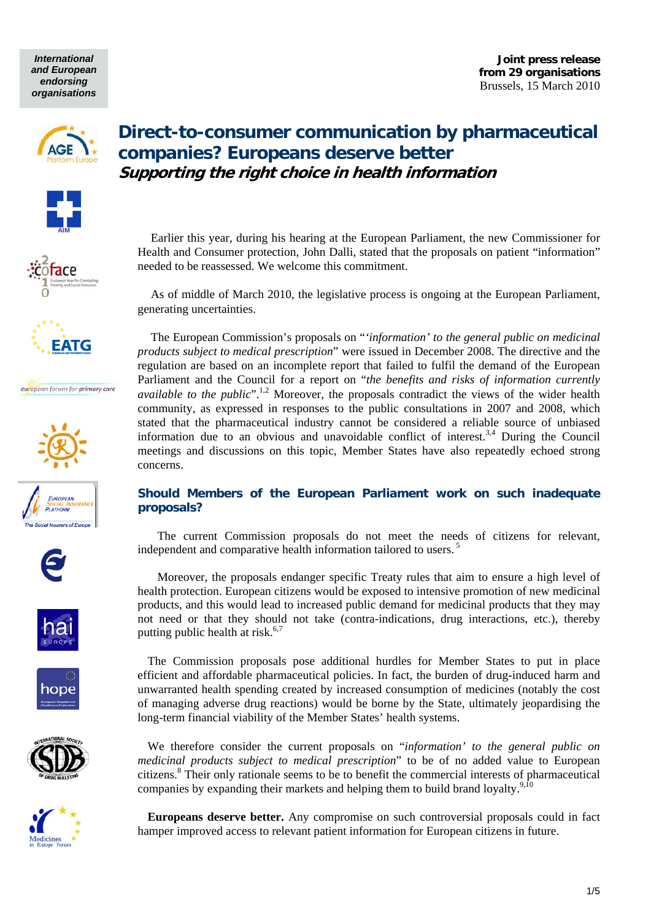International and European endorsing organisations

**Joint press release from 29 organisations**
Brussels, 15 March 2010

# Direct-to-consumer communication by pharmaceutical companies? Europeans deserve better

## *Supporting the right choice in health information*

Earlier this year, during his hearing at the European Parliament, the new Commissioner for Health and Consumer protection, John Dalli, stated that the proposals on patient "information" needed to be reassessed. We welcome this commitment.

As of middle of March 2010, the legislative process is ongoing at the European Parliament, generating uncertainties.

The European Commission's proposals on "*'information' to the general public on medicinal products subject to medical prescription*" were issued in December 2008. The directive and the regulation are based on an incomplete report that failed to fulfil the demand of the European Parliament and the Council for a report on "*the benefits and risks of information currently available to the public*".[1,2] Moreover, the proposals contradict the views of the wider health community, as expressed in responses to the public consultations in 2007 and 2008, which stated that the pharmaceutical industry cannot be considered a reliable source of unbiased information due to an obvious and unavoidable conflict of interest.[3,4] During the Council meetings and discussions on this topic, Member States have also repeatedly echoed strong concerns.

### Should Members of the European Parliament work on such inadequate proposals?

The current Commission proposals do not meet the needs of citizens for relevant, independent and comparative health information tailored to users.[5]

Moreover, the proposals endanger specific Treaty rules that aim to ensure a high level of health protection. European citizens would be exposed to intensive promotion of new medicinal products, and this would lead to increased public demand for medicinal products that they may not need or that they should not take (contra-indications, drug interactions, etc.), thereby putting public health at risk.[6,7]

The Commission proposals pose additional hurdles for Member States to put in place efficient and affordable pharmaceutical policies. In fact, the burden of drug-induced harm and unwarranted health spending created by increased consumption of medicines (notably the cost of managing adverse drug reactions) would be borne by the State, ultimately jeopardising the long-term financial viability of the Member States' health systems.

We therefore consider the current proposals on "*information' to the general public on medicinal products subject to medical prescription*" to be of no added value to European citizens.[8] Their only rationale seems to be to benefit the commercial interests of pharmaceutical companies by expanding their markets and helping them to build brand loyalty.[9,10]

**Europeans deserve better.** Any compromise on such controversial proposals could in fact hamper improved access to relevant patient information for European citizens in future.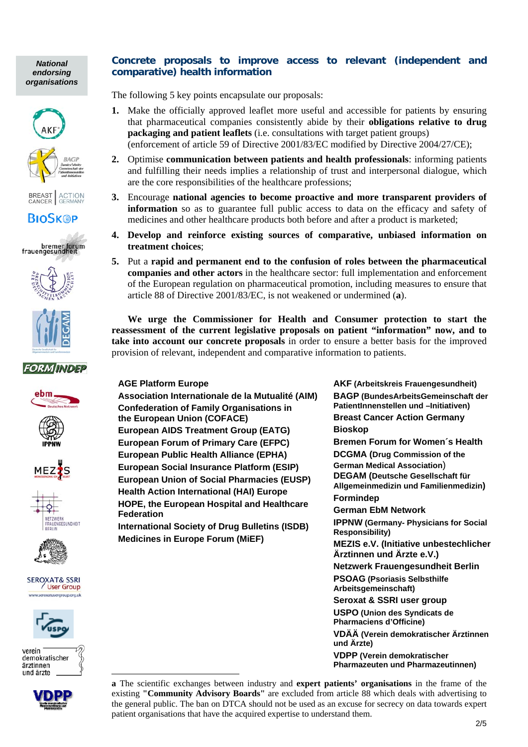*National endorsing organisations*

## Concrete proposals to improve access to relevant (independent and comparative) health information

The following 5 key points encapsulate our proposals:

1. Make the officially approved leaflet more useful and accessible for patients by ensuring that pharmaceutical companies consistently abide by their **obligations relative to drug packaging and patient leaflets** (i.e. consultations with target patient groups) (enforcement of article 59 of Directive 2001/83/EC modified by Directive 2004/27/CE);
2. Optimise **communication between patients and health professionals**: informing patients and fulfilling their needs implies a relationship of trust and interpersonal dialogue, which are the core responsibilities of the healthcare professions;
3. Encourage **national agencies to become proactive and more transparent providers of information** so as to guarantee full public access to data on the efficacy and safety of medicines and other healthcare products both before and after a product is marketed;
4. **Develop and reinforce existing sources of comparative, unbiased information on treatment choices**;
5. Put a **rapid and permanent end to the confusion of roles between the pharmaceutical companies and other actors** in the healthcare sector: full implementation and enforcement of the European regulation on pharmaceutical promotion, including measures to ensure that article 88 of Directive 2001/83/EC, is not weakened or undermined (**a**).

**We urge the Commissioner for Health and Consumer protection to start the reassessment of the current legislative proposals on patient "information" now, and to take into account our concrete proposals** in order to ensure a better basis for the improved provision of relevant, independent and comparative information to patients.

**AGE Platform Europe**
**Association Internationale de la Mutualité (AIM)**
**Confederation of Family Organisations in the European Union (COFACE)**
**European AIDS Treatment Group (EATG)**
**European Forum of Primary Care (EFPC)**
**European Public Health Alliance (EPHA)**
**European Social Insurance Platform (ESIP)**
**European Union of Social Pharmacies (EUSP)**
**Health Action International (HAI) Europe**
**HOPE, the European Hospital and Healthcare Federation**
**International Society of Drug Bulletins (ISDB)**
**Medicines in Europe Forum (MiEF)**

**AKF (Arbeitskreis Frauengesundheit)**
**BAGP (BundesArbeitsGemeinschaft der PatientInnenstellen und –Initiativen)**
**Breast Cancer Action Germany**
**Bioskop**
**Bremen Forum for Women´s Health**
**DCGMA (Drug Commission of the German Medical Association)**
**DEGAM (Deutsche Gesellschaft für Allgemeinmedizin und Familienmedizin)**
**Formindep**
**German EbM Network**
**IPPNW (Germany- Physicians for Social Responsibility)**
**MEZIS e.V. (Initiative unbestechlicher Ärztinnen und Ärzte e.V.)**
**Netzwerk Frauengesundheit Berlin**
**PSOAG (Psoriasis Selbsthilfe Arbeitsgemeinschaft)**
**Seroxat & SSRI user group**
**USPO (Union des Syndicats de Pharmaciens d'Officine)**
**VDÄÄ (Verein demokratischer Ärztinnen und Ärzte)**
**VDPP (Verein demokratischer Pharmazeuten und Pharmazeutinnen)**

---

**a** The scientific exchanges between industry and **expert patients' organisations** in the frame of the existing **"Community Advisory Boards"** are excluded from article 88 which deals with advertising to the general public. The ban on DTCA should not be used as an excuse for secrecy on data towards expert patient organisations that have the acquired expertise to understand them.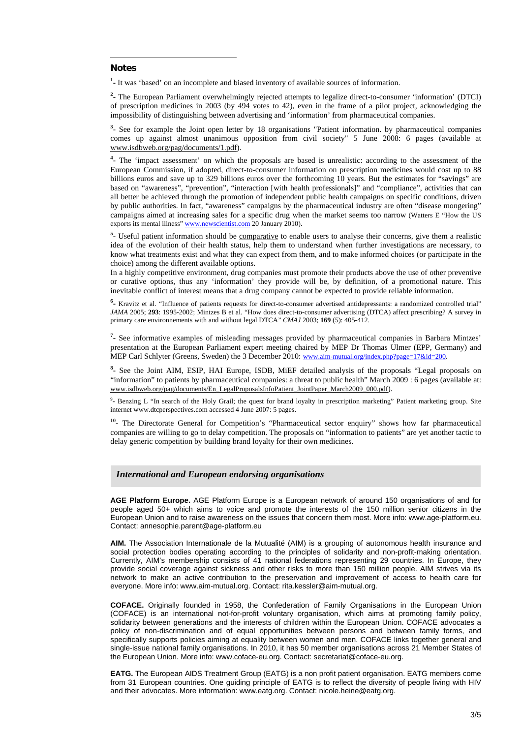## Notes

[1]- It was 'based' on an incomplete and biased inventory of available sources of information.

[2]- The European Parliament overwhelmingly rejected attempts to legalize direct-to-consumer 'information' (DTCI) of prescription medicines in 2003 (by 494 votes to 42), even in the frame of a pilot project, acknowledging the impossibility of distinguishing between advertising and 'information' from pharmaceutical companies.

[3]- See for example the Joint open letter by 18 organisations "Patient information. by pharmaceutical companies comes up against almost unanimous opposition from civil society" 5 June 2008: 6 pages (available at www.isdbweb.org/pag/documents/1.pdf).

[4]- The 'impact assessment' on which the proposals are based is unrealistic: according to the assessment of the European Commission, if adopted, direct-to-consumer information on prescription medicines would cost up to 88 billions euros and save up to 329 billions euros over the forthcoming 10 years. But the estimates for "savings" are based on "awareness", "prevention", "interaction [with health professionals]" and "compliance", activities that can all better be achieved through the promotion of independent public health campaigns on specific conditions, driven by public authorities. In fact, "awareness" campaigns by the pharmaceutical industry are often "disease mongering" campaigns aimed at increasing sales for a specific drug when the market seems too narrow (Watters E "How the US exports its mental illness" www.newscientist.com 20 January 2010).

[5]- Useful patient information should be comparative to enable users to analyse their concerns, give them a realistic idea of the evolution of their health status, help them to understand when further investigations are necessary, to know what treatments exist and what they can expect from them, and to make informed choices (or participate in the choice) among the different available options.
In a highly competitive environment, drug companies must promote their products above the use of other preventive or curative options, thus any 'information' they provide will be, by definition, of a promotional nature. This inevitable conflict of interest means that a drug company cannot be expected to provide reliable information.

[6]- Kravitz et al. "Influence of patients requests for direct-to-consumer advertised antidepressants: a randomized controlled trial" *JAMA* 2005; **293**: 1995-2002; Mintzes B et al. "How does direct-to-consumer advertising (DTCA) affect prescribing? A survey in primary care environnements with and without legal DTCA" *CMAJ* 2003; **169** (5): 405-412.

[7]- See informative examples of misleading messages provided by pharmaceutical companies in Barbara Mintzes' presentation at the European Parliament expert meeting chaired by MEP Dr Thomas Ulmer (EPP, Germany) and MEP Carl Schlyter (Greens, Sweden) the 3 December 2010: www.aim-mutual.org/index.php?page=17&id=200.

[8]- See the Joint AIM, ESIP, HAI Europe, ISDB, MiEF detailed analysis of the proposals "Legal proposals on "information" to patients by pharmaceutical companies: a threat to public health" March 2009 : 6 pages (available at: www.isdbweb.org/pag/documents/En_LegalProposalsInfoPatient_JointPaper_March2009_000.pdf).

[9]- Benzing L "In search of the Holy Grail; the quest for brand loyalty in prescription marketing" Patient marketing group. Site internet www.dtcperspectives.com accessed 4 June 2007: 5 pages.

[10]- The Directorate General for Competition's "Pharmaceutical sector enquiry" shows how far pharmaceutical companies are willing to go to delay competition. The proposals on "information to patients" are yet another tactic to delay generic competition by building brand loyalty for their own medicines.

## *International and European endorsing organisations*

**AGE Platform Europe.** AGE Platform Europe is a European network of around 150 organisations of and for people aged 50+ which aims to voice and promote the interests of the 150 million senior citizens in the European Union and to raise awareness on the issues that concern them most. More info: www.age-platform.eu. Contact: annesophie.parent@age-platform.eu

**AIM.** The Association Internationale de la Mutualité (AIM) is a grouping of autonomous health insurance and social protection bodies operating according to the principles of solidarity and non-profit-making orientation. Currently, AIM's membership consists of 41 national federations representing 29 countries. In Europe, they provide social coverage against sickness and other risks to more than 150 million people. AIM strives via its network to make an active contribution to the preservation and improvement of access to health care for everyone. More info: www.aim-mutual.org. Contact: rita.kessler@aim-mutual.org.

**COFACE.** Originally founded in 1958, the Confederation of Family Organisations in the European Union (COFACE) is an international not-for-profit voluntary organisation, which aims at promoting family policy, solidarity between generations and the interests of children within the European Union. COFACE advocates a policy of non-discrimination and of equal opportunities between persons and between family forms, and specifically supports policies aiming at equality between women and men. COFACE links together general and single-issue national family organisations. In 2010, it has 50 member organisations across 21 Member States of the European Union. More info: www.coface-eu.org. Contact: secretariat@coface-eu.org.

**EATG.** The European AIDS Treatment Group (EATG) is a non profit patient organisation. EATG members come from 31 European countries. One guiding principle of EATG is to reflect the diversity of people living with HIV and their advocates. More information: www.eatg.org. Contact: nicole.heine@eatg.org.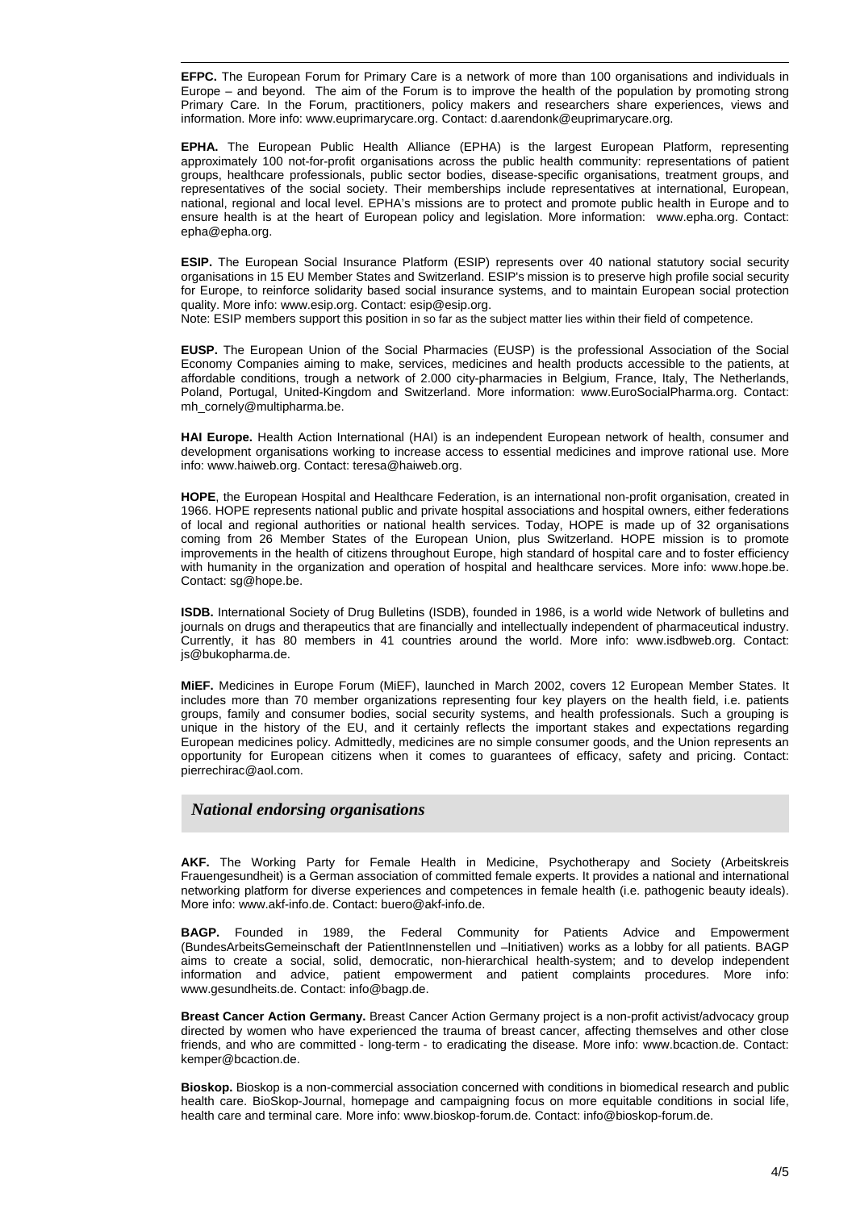**EFPC.** The European Forum for Primary Care is a network of more than 100 organisations and individuals in Europe – and beyond. The aim of the Forum is to improve the health of the population by promoting strong Primary Care. In the Forum, practitioners, policy makers and researchers share experiences, views and information. More info: www.euprimarycare.org. Contact: d.aarendonk@euprimarycare.org.

**EPHA.** The European Public Health Alliance (EPHA) is the largest European Platform, representing approximately 100 not-for-profit organisations across the public health community: representations of patient groups, healthcare professionals, public sector bodies, disease-specific organisations, treatment groups, and representatives of the social society. Their memberships include representatives at international, European, national, regional and local level. EPHA's missions are to protect and promote public health in Europe and to ensure health is at the heart of European policy and legislation. More information: www.epha.org. Contact: epha@epha.org.

**ESIP.** The European Social Insurance Platform (ESIP) represents over 40 national statutory social security organisations in 15 EU Member States and Switzerland. ESIP's mission is to preserve high profile social security for Europe, to reinforce solidarity based social insurance systems, and to maintain European social protection quality. More info: www.esip.org. Contact: esip@esip.org.
Note: ESIP members support this position in so far as the subject matter lies within their field of competence.

**EUSP.** The European Union of the Social Pharmacies (EUSP) is the professional Association of the Social Economy Companies aiming to make, services, medicines and health products accessible to the patients, at affordable conditions, trough a network of 2.000 city-pharmacies in Belgium, France, Italy, The Netherlands, Poland, Portugal, United-Kingdom and Switzerland. More information: www.EuroSocialPharma.org. Contact: mh_cornely@multipharma.be.

**HAI Europe.** Health Action International (HAI) is an independent European network of health, consumer and development organisations working to increase access to essential medicines and improve rational use. More info: www.haiweb.org. Contact: teresa@haiweb.org.

**HOPE**, the European Hospital and Healthcare Federation, is an international non-profit organisation, created in 1966. HOPE represents national public and private hospital associations and hospital owners, either federations of local and regional authorities or national health services. Today, HOPE is made up of 32 organisations coming from 26 Member States of the European Union, plus Switzerland. HOPE mission is to promote improvements in the health of citizens throughout Europe, high standard of hospital care and to foster efficiency with humanity in the organization and operation of hospital and healthcare services. More info: www.hope.be. Contact: sg@hope.be.

**ISDB.** International Society of Drug Bulletins (ISDB), founded in 1986, is a world wide Network of bulletins and journals on drugs and therapeutics that are financially and intellectually independent of pharmaceutical industry. Currently, it has 80 members in 41 countries around the world. More info: www.isdbweb.org. Contact: js@bukopharma.de.

**MiEF.** Medicines in Europe Forum (MiEF), launched in March 2002, covers 12 European Member States. It includes more than 70 member organizations representing four key players on the health field, i.e. patients groups, family and consumer bodies, social security systems, and health professionals. Such a grouping is unique in the history of the EU, and it certainly reflects the important stakes and expectations regarding European medicines policy. Admittedly, medicines are no simple consumer goods, and the Union represents an opportunity for European citizens when it comes to guarantees of efficacy, safety and pricing. Contact: pierrechirac@aol.com.

## *National endorsing organisations*

**AKF.** The Working Party for Female Health in Medicine, Psychotherapy and Society (Arbeitskreis Frauengesundheit) is a German association of committed female experts. It provides a national and international networking platform for diverse experiences and competences in female health (i.e. pathogenic beauty ideals). More info: www.akf-info.de. Contact: buero@akf-info.de.

**BAGP.** Founded in 1989, the Federal Community for Patients Advice and Empowerment (BundesArbeitsGemeinschaft der PatientInnenstellen und –Initiativen) works as a lobby for all patients. BAGP aims to create a social, solid, democratic, non-hierarchical health-system; and to develop independent information and advice, patient empowerment and patient complaints procedures. More info: www.gesundheits.de. Contact: info@bagp.de.

**Breast Cancer Action Germany.** Breast Cancer Action Germany project is a non-profit activist/advocacy group directed by women who have experienced the trauma of breast cancer, affecting themselves and other close friends, and who are committed - long-term - to eradicating the disease. More info: www.bcaction.de. Contact: kemper@bcaction.de.

**Bioskop.** Bioskop is a non-commercial association concerned with conditions in biomedical research and public health care. BioSkop-Journal, homepage and campaigning focus on more equitable conditions in social life, health care and terminal care. More info: www.bioskop-forum.de. Contact: info@bioskop-forum.de.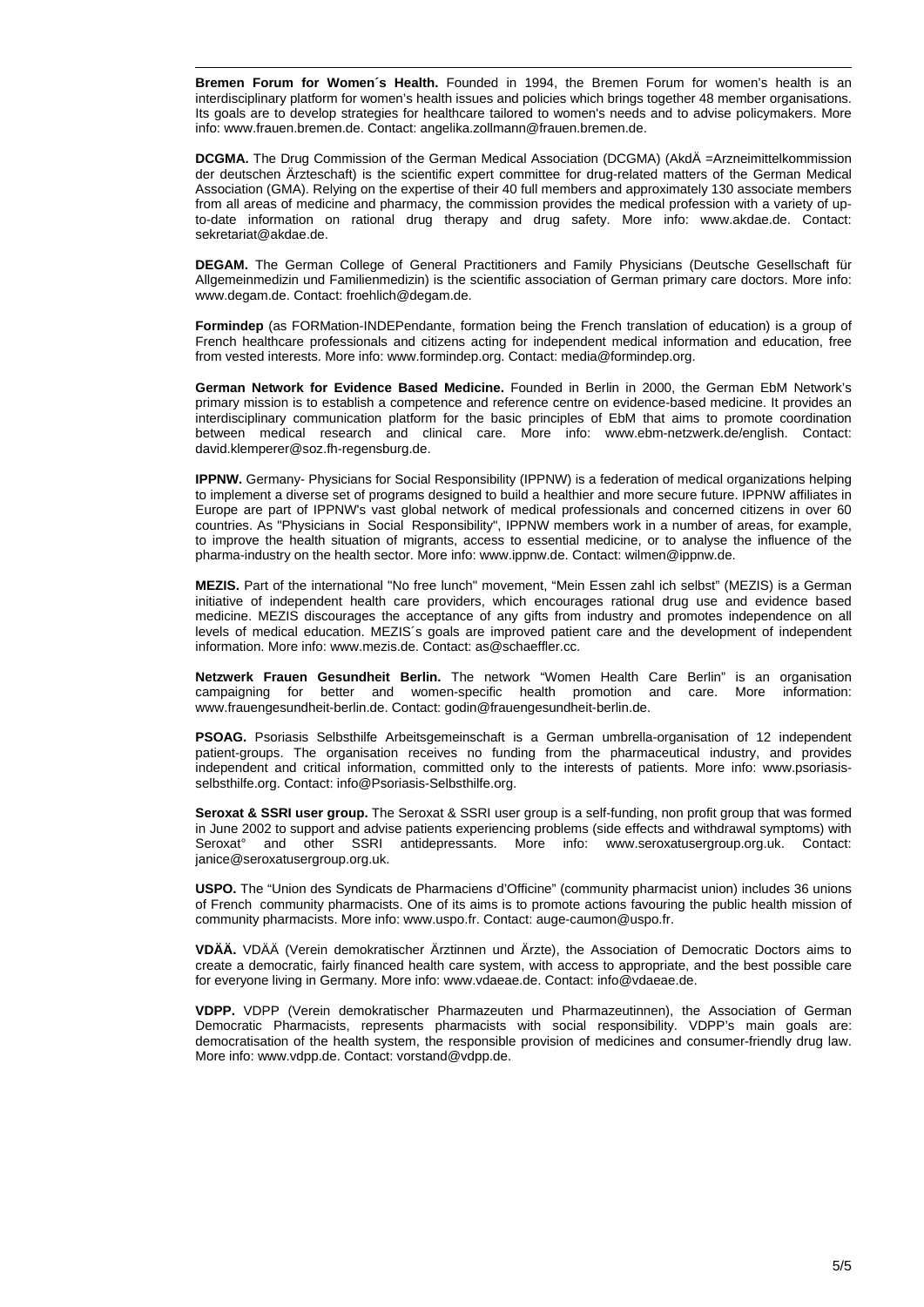**Bremen Forum for Women´s Health.** Founded in 1994, the Bremen Forum for women's health is an interdisciplinary platform for women's health issues and policies which brings together 48 member organisations. Its goals are to develop strategies for healthcare tailored to women's needs and to advise policymakers. More info: www.frauen.bremen.de. Contact: angelika.zollmann@frauen.bremen.de.

**DCGMA.** The Drug Commission of the German Medical Association (DCGMA) (AkdÄ =Arzneimittelkommission der deutschen Ärzteschaft) is the scientific expert committee for drug-related matters of the German Medical Association (GMA). Relying on the expertise of their 40 full members and approximately 130 associate members from all areas of medicine and pharmacy, the commission provides the medical profession with a variety of up-to-date information on rational drug therapy and drug safety. More info: www.akdae.de. Contact: sekretariat@akdae.de.

**DEGAM.** The German College of General Practitioners and Family Physicians (Deutsche Gesellschaft für Allgemeinmedizin und Familienmedizin) is the scientific association of German primary care doctors. More info: www.degam.de. Contact: froehlich@degam.de.

**Formindep** (as FORMation-INDEPendante, formation being the French translation of education) is a group of French healthcare professionals and citizens acting for independent medical information and education, free from vested interests. More info: www.formindep.org. Contact: media@formindep.org.

**German Network for Evidence Based Medicine.** Founded in Berlin in 2000, the German EbM Network's primary mission is to establish a competence and reference centre on evidence-based medicine. It provides an interdisciplinary communication platform for the basic principles of EbM that aims to promote coordination between medical research and clinical care. More info: www.ebm-netzwerk.de/english. Contact: david.klemperer@soz.fh-regensburg.de.

**IPPNW.** Germany- Physicians for Social Responsibility (IPPNW) is a federation of medical organizations helping to implement a diverse set of programs designed to build a healthier and more secure future. IPPNW affiliates in Europe are part of IPPNW's vast global network of medical professionals and concerned citizens in over 60 countries. As "Physicians in Social Responsibility", IPPNW members work in a number of areas, for example, to improve the health situation of migrants, access to essential medicine, or to analyse the influence of the pharma-industry on the health sector. More info: www.ippnw.de. Contact: wilmen@ippnw.de.

**MEZIS.** Part of the international "No free lunch" movement, "Mein Essen zahl ich selbst" (MEZIS) is a German initiative of independent health care providers, which encourages rational drug use and evidence based medicine. MEZIS discourages the acceptance of any gifts from industry and promotes independence on all levels of medical education. MEZIS´s goals are improved patient care and the development of independent information. More info: www.mezis.de. Contact: as@schaeffler.cc.

**Netzwerk Frauen Gesundheit Berlin.** The network "Women Health Care Berlin" is an organisation campaigning for better and women-specific health promotion and care. More information: www.frauengesundheit-berlin.de. Contact: godin@frauengesundheit-berlin.de.

**PSOAG.** Psoriasis Selbsthilfe Arbeitsgemeinschaft is a German umbrella-organisation of 12 independent patient-groups. The organisation receives no funding from the pharmaceutical industry, and provides independent and critical information, committed only to the interests of patients. More info: www.psoriasis-selbsthilfe.org. Contact: info@Psoriasis-Selbsthilfe.org.

**Seroxat & SSRI user group.** The Seroxat & SSRI user group is a self-funding, non profit group that was formed in June 2002 to support and advise patients experiencing problems (side effects and withdrawal symptoms) with Seroxat° and other SSRI antidepressants. More info: www.seroxatusergroup.org.uk. Contact: janice@seroxatusergroup.org.uk.

**USPO.** The "Union des Syndicats de Pharmaciens d'Officine" (community pharmacist union) includes 36 unions of French community pharmacists. One of its aims is to promote actions favouring the public health mission of community pharmacists. More info: www.uspo.fr. Contact: auge-caumon@uspo.fr.

**VDÄÄ.** VDÄÄ (Verein demokratischer Ärztinnen und Ärzte), the Association of Democratic Doctors aims to create a democratic, fairly financed health care system, with access to appropriate, and the best possible care for everyone living in Germany. More info: www.vdaeae.de. Contact: info@vdaeae.de.

**VDPP.** VDPP (Verein demokratischer Pharmazeuten und Pharmazeutinnen), the Association of German Democratic Pharmacists, represents pharmacists with social responsibility. VDPP's main goals are: democratisation of the health system, the responsible provision of medicines and consumer-friendly drug law. More info: www.vdpp.de. Contact: vorstand@vdpp.de.